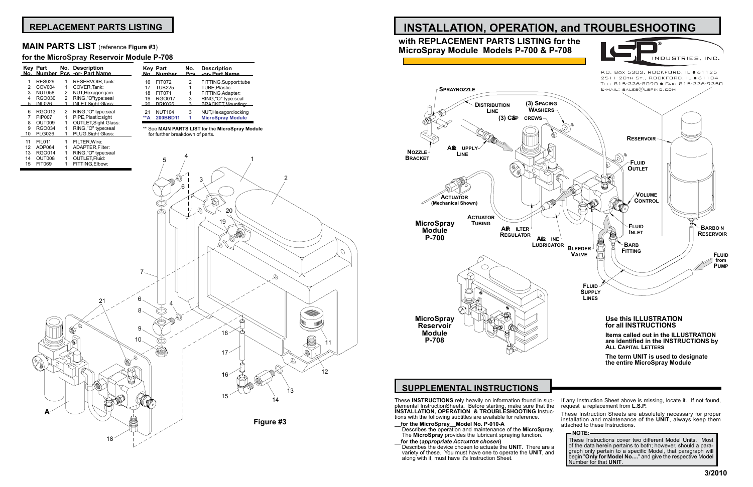## REPLACEMENT PARTS LISTING

### MAIN PARTS LIST (reference **Figure #3**)

### for the MicroSpray Reservoir Module P-708

| Key No. | Part Number | No. Pcs | Description -or- Part Name |
|---|---|---|---|
| 1 | RES029 | 1 | RESERVOIR,Tank: |
| 2 | COV004 | 1 | COVER,Tank: |
| 3 | NUT058 | 2 | NUT,Hexagon:jam |
| 4 | RGO030 | 2 | RING,"O"type:seal |
| 5 | INL026 | 1 | INLET,Sight Glass: |
| 6 | RGO013 | 2 | RING,"O" type:seal |
| 7 | PIP007 | 1 | PIPE,Plastic:sight |
| 8 | OUT009 | 1 | OUTLET,Sight Glass: |
| 9 | RGO034 | 1 | RING,"O" type:seal |
| 10 | PLG026 | 1 | PLUG,Sight Glass: |
| 11 | FIL011 | 1 | FILTER,Wire: |
| 12 | ADP064 | 1 | ADAPTER,Filter: |
| 13 | RGO014 | 1 | RING,"O" type:seal |
| 14 | OUT008 | 1 | OUTLET,Fluid: |
| 15 | FIT069 | 1 | FITTING,Elbow: |
| 16 | FIT072 | 2 | FITTING,Support:tube |
| 17 | TUB225 | 1 | TUBE,Plastic: |
| 18 | FIT071 | 1 | FITTING,Adapter: |
| 19 | RGO017 | 3 | RING,"O" type:seal |
| 20 | BRK026 | 3 | BRACKET,Mounting: |
| 21 | NUT104 | 3 | NUT,Hexagon:locking |
| **A | **200BBD11** | 1 | **MicroSpray Module** |

** See **MAIN PARTS LIST** for the **MicroSpray Module** for further breakdown of parts.

5
4
1
3
2
6
20
19
7
21
6
4
8
9
10
16
11
17
16
12
13
15
14
A
18

Figure #3

# INSTALLATION, OPERATION, and TROUBLESHOOTING

## with REPLACEMENT PARTS LISTING for the MicroSpray Module Models P-700 & P-708

LSP INDUSTRIES, INC.

P.O. Box 5303, Rockford, IL ● 61125
2511-20th St., Rockford, IL ● 61104
Tel: 815-226-8090 ● Fax: 815-226-9250
E-mail: sales@lspind.com

Spraynozzle
Distribution Line
(3) Spacing Washers
(3) Cap Screws
Air Supply Line
Nozzle Bracket
Reservoir
Fluid Outlet
Actuator (Mechanical Shown)
Volume Control
Actuator Tubing
MicroSpray Module P-700
Air Filter Regulator
Air Line Lubricator
Fluid Inlet
Barb on Reservoir
Bleeder Valve
Barb Fitting
Fluid from Pump
Fluid Supply Lines
MicroSpray Reservoir Module P-708

**Use this ILLUSTRATION for all INSTRUCTIONS**

**Items called out in the ILLUSTRATION are identified in the INSTRUCTIONS by ALL CAPITAL LETTERS**

**The term UNIT is used to designate the entire MicroSpray Module**

## SUPPLEMENTAL INSTRUCTIONS

These **INSTRUCTIONS** rely heavily on information found in supplemental InstructionSheets. Before starting, make sure that the **INSTALLATION, OPERATION & TROUBLESHOOTING** Instuctions with the following subtitles are available for reference.

__**for the MicroSpray__Model No. P-010-A**
Describes the operation and maintenance of the **MicroSpray**. The **MicroSpray** provides the lubricant spraying function.

__**for the (*appropriate Actuator chosen*)**
Describes the device chosen to actuate the **UNIT**. There are a variety of these. You must have one to operate the **UNIT**, and along with it, must have it's Instruction Sheet.

If any Instruction Sheet above is missing, locate it. If not found, request a replacement from **L.S.P.**

These Instruction Sheets are absolutely necessary for proper installation and maintenance of the **UNIT**, always keep them attached to these Instructions.

**NOTE:**
These Instructions cover two different Model Units. Most of the data herein pertains to both; however, should a paragraph only pertain to a specific Model, that paragraph will begin "**Only for Model No....**" and give the respective Model Number for that **UNIT**.

3/2010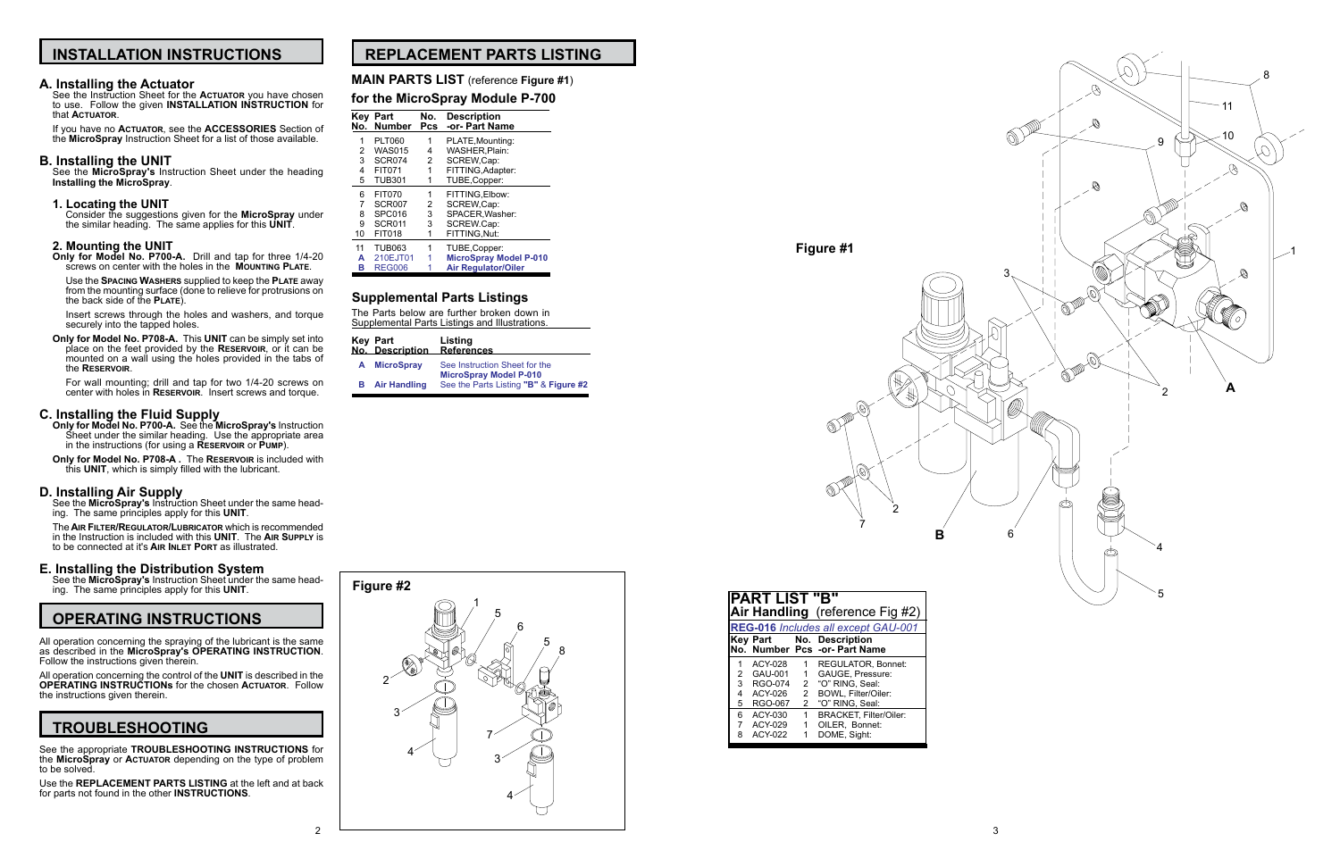## INSTALLATION INSTRUCTIONS

### A. Installing the Actuator

See the Instruction Sheet for the **ACTUATOR** you have chosen to use. Follow the given **INSTALLATION INSTRUCTION** for that **ACTUATOR**.

If you have no **ACTUATOR**, see the **ACCESSORIES** Section of the **MicroSpray** Instruction Sheet for a list of those available.

### B. Installing the UNIT

See the **MicroSpray's** Instruction Sheet under the heading **Installing the MicroSpray**.

#### 1. Locating the UNIT

Consider the suggestions given for the **MicroSpray** under the similar heading. The same applies for this **UNIT**.

#### 2. Mounting the UNIT

**Only for Model No. P700-A.** Drill and tap for three 1/4-20 screws on center with the holes in the **MOUNTING PLATE**.

Use the **SPACING WASHERS** supplied to keep the **PLATE** away from the mounting surface (done to relieve for protrusions on the back side of the **PLATE**).

Insert screws through the holes and washers, and torque securely into the tapped holes.

**Only for Model No. P708-A.** This **UNIT** can be simply set into place on the feet provided by the **RESERVOIR**, or it can be mounted on a wall using the holes provided in the tabs of the **RESERVOIR**.

For wall mounting; drill and tap for two 1/4-20 screws on center with holes in **RESERVOIR**. Insert screws and torque.

### C. Installing the Fluid Supply

**Only for Model No. P700-A.** See the **MicroSpray's** Instruction Sheet under the similar heading. Use the appropriate area in the instructions (for using a **RESERVOIR** or **PUMP**).

**Only for Model No. P708-A .** The **RESERVOIR** is included with this **UNIT**, which is simply filled with the lubricant.

### D. Installing Air Supply

See the **MicroSpray's** Instruction Sheet under the same heading. The same principles apply for this **UNIT**.

The **AIR FILTER/REGULATOR/LUBRICATOR** which is recommended in the Instruction is included with this **UNIT**. The **AIR SUPPLY** is to be connected at it's **AIR INLET PORT** as illustrated.

### E. Installing the Distribution System

See the **MicroSpray's** Instruction Sheet under the same heading. The same principles apply for this **UNIT**.

## OPERATING INSTRUCTIONS

All operation concerning the spraying of the lubricant is the same as described in the **MicroSpray's OPERATING INSTRUCTION**. Follow the instructions given therein.

All operation concerning the control of the **UNIT** is described in the **OPERATING INSTRUCTIONs** for the chosen **ACTUATOR**. Follow the instructions given therein.

## TROUBLESHOOTING

See the appropriate **TROUBLESHOOTING INSTRUCTIONS** for the **MicroSpray** or **ACTUATOR** depending on the type of problem to be solved.

Use the **REPLACEMENT PARTS LISTING** at the left and at back for parts not found in the other **INSTRUCTIONS**.

## REPLACEMENT PARTS LISTING

### MAIN PARTS LIST (reference Figure #1) for the MicroSpray Module P-700

| Key No. | Part Number | No. Pcs | Description -or- Part Name |
|---|---|---|---|
| 1 | PLT060 | 1 | PLATE,Mounting: |
| 2 | WAS015 | 4 | WASHER,Plain: |
| 3 | SCR074 | 2 | SCREW,Cap: |
| 4 | FIT071 | 1 | FITTING,Adapter: |
| 5 | TUB301 | 1 | TUBE,Copper: |
| 6 | FIT070 | 1 | FITTING,Elbow: |
| 7 | SCR007 | 2 | SCREW,Cap: |
| 8 | SPC016 | 3 | SPACER,Washer: |
| 9 | SCR011 | 3 | SCREW,Cap: |
| 10 | FIT018 | 1 | FITTING,Nut: |
| 11 | TUB063 | 1 | TUBE,Copper: |
| A | 210EJT01 | 1 | MicroSpray Model P-010 |
| B | REG006 | 1 | Air Regulator/Oiler |

### Supplemental Parts Listings

The Parts below are further broken down in Supplemental Parts Listings and Illustrations.

| Key No. | Part Description | Listing References |
|---|---|---|
| A | MicroSpray | See Instruction Sheet for the MicroSpray Model P-010 |
| B | Air Handling | See the Parts Listing "B" & Figure #2 |

Figure #2

1
2
3
4
5
6
5
8
7
3
4

Figure #1

1
2
3
4
5
6
7
8
9
10
11
A
B

### PART LIST "B"
**Air Handling** (reference Fig #2)

*REG-016 Includes all except GAU-001*

| Key No. | Part Number | No. Pcs | Description -or- Part Name |
|---|---|---|---|
| 1 | ACY-028 | 1 | REGULATOR, Bonnet: |
| 2 | GAU-001 | 1 | GAUGE, Pressure: |
| 3 | RGO-074 | 2 | "O" RING, Seal: |
| 4 | ACY-026 | 2 | BOWL, Filter/Oiler: |
| 5 | RGO-067 | 2 | "O" RING, Seal: |
| 6 | ACY-030 | 1 | BRACKET, Filter/Oiler: |
| 7 | ACY-029 | 1 | OILER, Bonnet: |
| 8 | ACY-022 | 1 | DOME, Sight: |